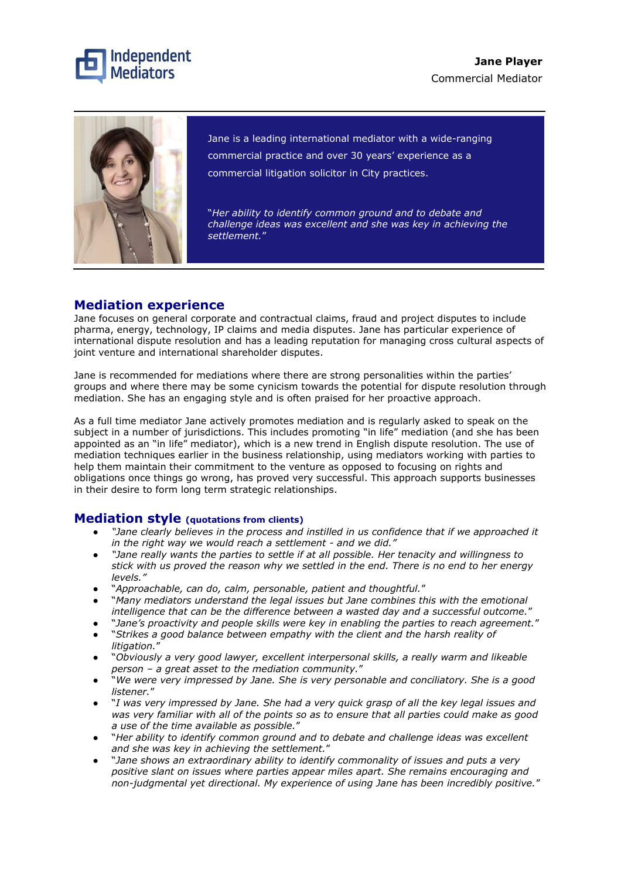Independent Mediators

**Jane Player**
Commercial Mediator

Jane is a leading international mediator with a wide-ranging commercial practice and over 30 years' experience as a commercial litigation solicitor in City practices.

*"Her ability to identify common ground and to debate and challenge ideas was excellent and she was key in achieving the settlement."*

## Mediation experience

Jane focuses on general corporate and contractual claims, fraud and project disputes to include pharma, energy, technology, IP claims and media disputes. Jane has particular experience of international dispute resolution and has a leading reputation for managing cross cultural aspects of joint venture and international shareholder disputes.

Jane is recommended for mediations where there are strong personalities within the parties' groups and where there may be some cynicism towards the potential for dispute resolution through mediation. She has an engaging style and is often praised for her proactive approach.

As a full time mediator Jane actively promotes mediation and is regularly asked to speak on the subject in a number of jurisdictions. This includes promoting "in life" mediation (and she has been appointed as an "in life" mediator), which is a new trend in English dispute resolution. The use of mediation techniques earlier in the business relationship, using mediators working with parties to help them maintain their commitment to the venture as opposed to focusing on rights and obligations once things go wrong, has proved very successful. This approach supports businesses in their desire to form long term strategic relationships.

## Mediation style (quotations from clients)

- *"Jane clearly believes in the process and instilled in us confidence that if we approached it in the right way we would reach a settlement - and we did."*
- *"Jane really wants the parties to settle if at all possible. Her tenacity and willingness to stick with us proved the reason why we settled in the end. There is no end to her energy levels."*
- *"Approachable, can do, calm, personable, patient and thoughtful."*
- *"Many mediators understand the legal issues but Jane combines this with the emotional intelligence that can be the difference between a wasted day and a successful outcome."*
- *"Jane's proactivity and people skills were key in enabling the parties to reach agreement."*
- *"Strikes a good balance between empathy with the client and the harsh reality of litigation."*
- *"Obviously a very good lawyer, excellent interpersonal skills, a really warm and likeable person – a great asset to the mediation community."*
- *"We were very impressed by Jane. She is very personable and conciliatory. She is a good listener."*
- *"I was very impressed by Jane. She had a very quick grasp of all the key legal issues and was very familiar with all of the points so as to ensure that all parties could make as good a use of the time available as possible."*
- *"Her ability to identify common ground and to debate and challenge ideas was excellent and she was key in achieving the settlement."*
- *"Jane shows an extraordinary ability to identify commonality of issues and puts a very positive slant on issues where parties appear miles apart. She remains encouraging and non-judgmental yet directional. My experience of using Jane has been incredibly positive."*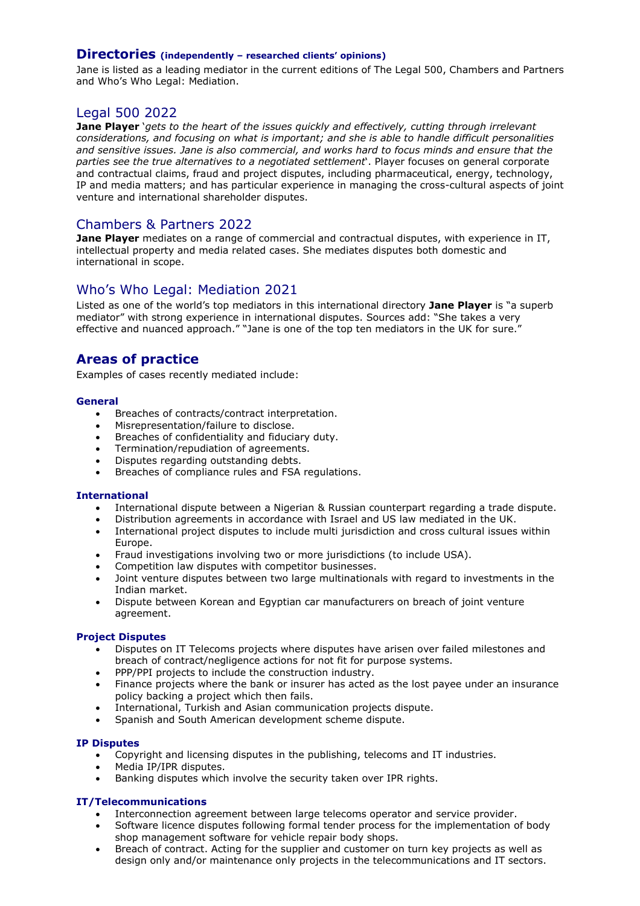## Directories (independently – researched clients' opinions)

Jane is listed as a leading mediator in the current editions of The Legal 500, Chambers and Partners and Who's Who Legal: Mediation.

### Legal 500 2022

**Jane Player** '*gets to the heart of the issues quickly and effectively, cutting through irrelevant considerations, and focusing on what is important; and she is able to handle difficult personalities and sensitive issues. Jane is also commercial, and works hard to focus minds and ensure that the parties see the true alternatives to a negotiated settlement*'. Player focuses on general corporate and contractual claims, fraud and project disputes, including pharmaceutical, energy, technology, IP and media matters; and has particular experience in managing the cross-cultural aspects of joint venture and international shareholder disputes.

### Chambers & Partners 2022

**Jane Player** mediates on a range of commercial and contractual disputes, with experience in IT, intellectual property and media related cases. She mediates disputes both domestic and international in scope.

### Who's Who Legal: Mediation 2021

Listed as one of the world's top mediators in this international directory **Jane Player** is "a superb mediator" with strong experience in international disputes. Sources add: "She takes a very effective and nuanced approach." "Jane is one of the top ten mediators in the UK for sure."

## Areas of practice

Examples of cases recently mediated include:

#### General

- Breaches of contracts/contract interpretation.
- Misrepresentation/failure to disclose.
- Breaches of confidentiality and fiduciary duty.
- Termination/repudiation of agreements.
- Disputes regarding outstanding debts.
- Breaches of compliance rules and FSA regulations.

#### International

- International dispute between a Nigerian & Russian counterpart regarding a trade dispute.
- Distribution agreements in accordance with Israel and US law mediated in the UK.
- International project disputes to include multi jurisdiction and cross cultural issues within Europe.
- Fraud investigations involving two or more jurisdictions (to include USA).
- Competition law disputes with competitor businesses.
- Joint venture disputes between two large multinationals with regard to investments in the Indian market.
- Dispute between Korean and Egyptian car manufacturers on breach of joint venture agreement.

#### Project Disputes

- Disputes on IT Telecoms projects where disputes have arisen over failed milestones and breach of contract/negligence actions for not fit for purpose systems.
- PPP/PPI projects to include the construction industry.
- Finance projects where the bank or insurer has acted as the lost payee under an insurance policy backing a project which then fails.
- International, Turkish and Asian communication projects dispute.
- Spanish and South American development scheme dispute.

#### IP Disputes

- Copyright and licensing disputes in the publishing, telecoms and IT industries.
- Media IP/IPR disputes.
- Banking disputes which involve the security taken over IPR rights.

#### IT/Telecommunications

- Interconnection agreement between large telecoms operator and service provider.
- Software licence disputes following formal tender process for the implementation of body shop management software for vehicle repair body shops.
- Breach of contract. Acting for the supplier and customer on turn key projects as well as design only and/or maintenance only projects in the telecommunications and IT sectors.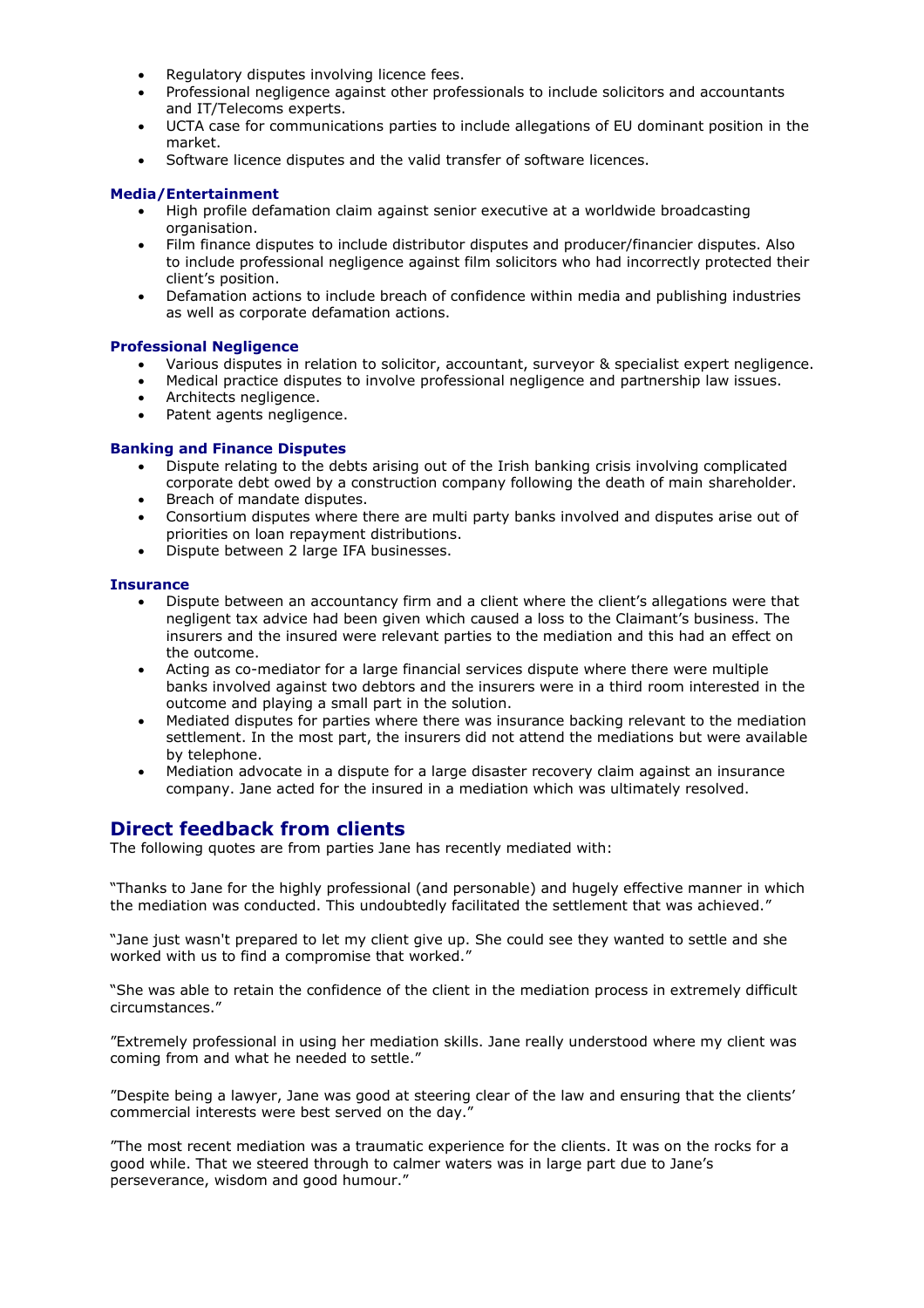- Regulatory disputes involving licence fees.
- Professional negligence against other professionals to include solicitors and accountants and IT/Telecoms experts.
- UCTA case for communications parties to include allegations of EU dominant position in the market.
- Software licence disputes and the valid transfer of software licences.

**Media/Entertainment**

- High profile defamation claim against senior executive at a worldwide broadcasting organisation.
- Film finance disputes to include distributor disputes and producer/financier disputes. Also to include professional negligence against film solicitors who had incorrectly protected their client's position.
- Defamation actions to include breach of confidence within media and publishing industries as well as corporate defamation actions.

**Professional Negligence**

- Various disputes in relation to solicitor, accountant, surveyor & specialist expert negligence.
- Medical practice disputes to involve professional negligence and partnership law issues.
- Architects negligence.
- Patent agents negligence.

**Banking and Finance Disputes**

- Dispute relating to the debts arising out of the Irish banking crisis involving complicated corporate debt owed by a construction company following the death of main shareholder.
- Breach of mandate disputes.
- Consortium disputes where there are multi party banks involved and disputes arise out of priorities on loan repayment distributions.
- Dispute between 2 large IFA businesses.

**Insurance**

- Dispute between an accountancy firm and a client where the client's allegations were that negligent tax advice had been given which caused a loss to the Claimant's business. The insurers and the insured were relevant parties to the mediation and this had an effect on the outcome.
- Acting as co-mediator for a large financial services dispute where there were multiple banks involved against two debtors and the insurers were in a third room interested in the outcome and playing a small part in the solution.
- Mediated disputes for parties where there was insurance backing relevant to the mediation settlement. In the most part, the insurers did not attend the mediations but were available by telephone.
- Mediation advocate in a dispute for a large disaster recovery claim against an insurance company. Jane acted for the insured in a mediation which was ultimately resolved.

## Direct feedback from clients

The following quotes are from parties Jane has recently mediated with:

"Thanks to Jane for the highly professional (and personable) and hugely effective manner in which the mediation was conducted. This undoubtedly facilitated the settlement that was achieved."

"Jane just wasn't prepared to let my client give up. She could see they wanted to settle and she worked with us to find a compromise that worked."

"She was able to retain the confidence of the client in the mediation process in extremely difficult circumstances."

"Extremely professional in using her mediation skills. Jane really understood where my client was coming from and what he needed to settle."

"Despite being a lawyer, Jane was good at steering clear of the law and ensuring that the clients' commercial interests were best served on the day."

"The most recent mediation was a traumatic experience for the clients. It was on the rocks for a good while. That we steered through to calmer waters was in large part due to Jane's perseverance, wisdom and good humour."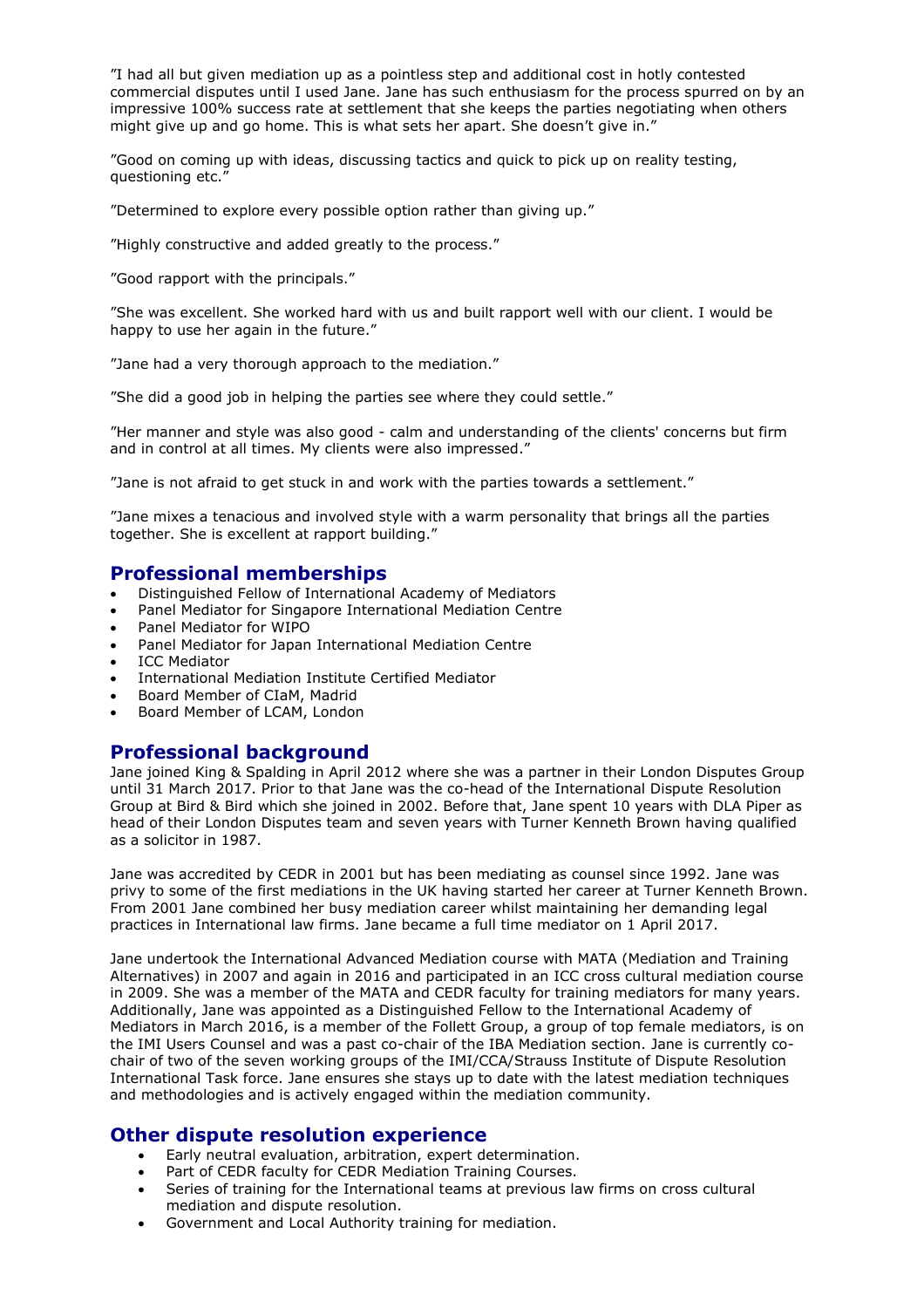"I had all but given mediation up as a pointless step and additional cost in hotly contested commercial disputes until I used Jane. Jane has such enthusiasm for the process spurred on by an impressive 100% success rate at settlement that she keeps the parties negotiating when others might give up and go home. This is what sets her apart. She doesn't give in."

"Good on coming up with ideas, discussing tactics and quick to pick up on reality testing, questioning etc."

"Determined to explore every possible option rather than giving up."

"Highly constructive and added greatly to the process."

"Good rapport with the principals."

"She was excellent. She worked hard with us and built rapport well with our client. I would be happy to use her again in the future."

"Jane had a very thorough approach to the mediation."

"She did a good job in helping the parties see where they could settle."

"Her manner and style was also good - calm and understanding of the clients' concerns but firm and in control at all times. My clients were also impressed."

"Jane is not afraid to get stuck in and work with the parties towards a settlement."

"Jane mixes a tenacious and involved style with a warm personality that brings all the parties together. She is excellent at rapport building."

## Professional memberships

- Distinguished Fellow of International Academy of Mediators
- Panel Mediator for Singapore International Mediation Centre
- Panel Mediator for WIPO
- Panel Mediator for Japan International Mediation Centre
- ICC Mediator
- International Mediation Institute Certified Mediator
- Board Member of CIaM, Madrid
- Board Member of LCAM, London

## Professional background

Jane joined King & Spalding in April 2012 where she was a partner in their London Disputes Group until 31 March 2017. Prior to that Jane was the co-head of the International Dispute Resolution Group at Bird & Bird which she joined in 2002. Before that, Jane spent 10 years with DLA Piper as head of their London Disputes team and seven years with Turner Kenneth Brown having qualified as a solicitor in 1987.

Jane was accredited by CEDR in 2001 but has been mediating as counsel since 1992. Jane was privy to some of the first mediations in the UK having started her career at Turner Kenneth Brown. From 2001 Jane combined her busy mediation career whilst maintaining her demanding legal practices in International law firms. Jane became a full time mediator on 1 April 2017.

Jane undertook the International Advanced Mediation course with MATA (Mediation and Training Alternatives) in 2007 and again in 2016 and participated in an ICC cross cultural mediation course in 2009. She was a member of the MATA and CEDR faculty for training mediators for many years. Additionally, Jane was appointed as a Distinguished Fellow to the International Academy of Mediators in March 2016, is a member of the Follett Group, a group of top female mediators, is on the IMI Users Counsel and was a past co-chair of the IBA Mediation section. Jane is currently co-chair of two of the seven working groups of the IMI/CCA/Strauss Institute of Dispute Resolution International Task force. Jane ensures she stays up to date with the latest mediation techniques and methodologies and is actively engaged within the mediation community.

## Other dispute resolution experience

- Early neutral evaluation, arbitration, expert determination.
- Part of CEDR faculty for CEDR Mediation Training Courses.
- Series of training for the International teams at previous law firms on cross cultural mediation and dispute resolution.
- Government and Local Authority training for mediation.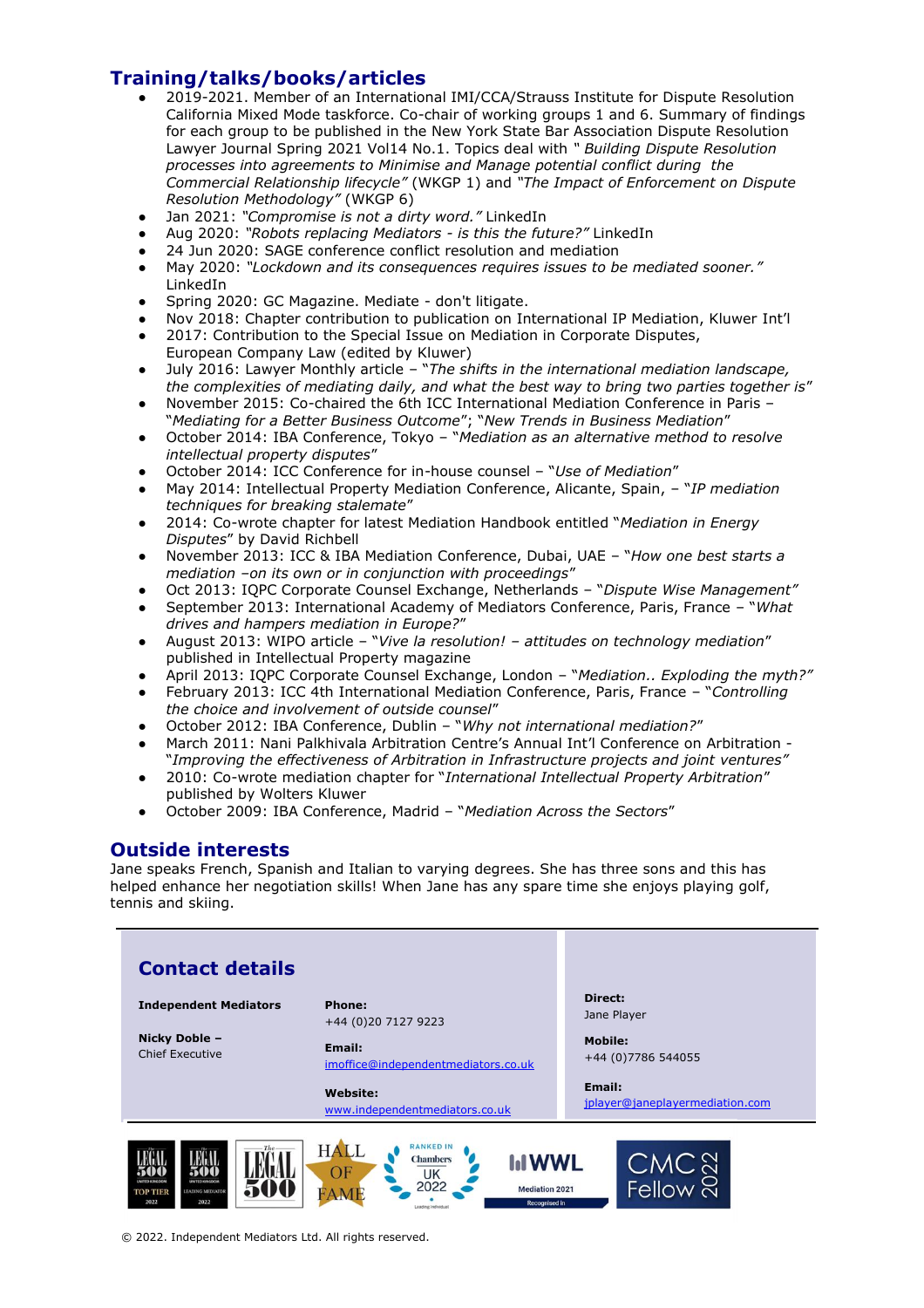## Training/talks/books/articles

- 2019-2021. Member of an International IMI/CCA/Strauss Institute for Dispute Resolution California Mixed Mode taskforce. Co-chair of working groups 1 and 6. Summary of findings for each group to be published in the New York State Bar Association Dispute Resolution Lawyer Journal Spring 2021 Vol14 No.1. Topics deal with *" Building Dispute Resolution processes into agreements to Minimise and Manage potential conflict during the Commercial Relationship lifecycle"* (WKGP 1) and *"The Impact of Enforcement on Dispute Resolution Methodology"* (WKGP 6)
- Jan 2021: *"Compromise is not a dirty word."* LinkedIn
- Aug 2020: *"Robots replacing Mediators - is this the future?"* LinkedIn
- 24 Jun 2020: SAGE conference conflict resolution and mediation
- May 2020: *"Lockdown and its consequences requires issues to be mediated sooner."* LinkedIn
- Spring 2020: GC Magazine. Mediate - don't litigate.
- Nov 2018: Chapter contribution to publication on International IP Mediation, Kluwer Int'l
- 2017: Contribution to the Special Issue on Mediation in Corporate Disputes, European Company Law (edited by Kluwer)
- July 2016: Lawyer Monthly article – "*The shifts in the international mediation landscape, the complexities of mediating daily, and what the best way to bring two parties together is*"
- November 2015: Co-chaired the 6th ICC International Mediation Conference in Paris – "*Mediating for a Better Business Outcome*"; "*New Trends in Business Mediation*"
- October 2014: IBA Conference, Tokyo – "*Mediation as an alternative method to resolve intellectual property disputes*"
- October 2014: ICC Conference for in-house counsel – "*Use of Mediation*"
- May 2014: Intellectual Property Mediation Conference, Alicante, Spain, – "*IP mediation techniques for breaking stalemate*"
- 2014: Co-wrote chapter for latest Mediation Handbook entitled "*Mediation in Energy Disputes*" by David Richbell
- November 2013: ICC & IBA Mediation Conference, Dubai, UAE – "*How one best starts a mediation –on its own or in conjunction with proceedings*"
- Oct 2013: IQPC Corporate Counsel Exchange, Netherlands – "*Dispute Wise Management*"
- September 2013: International Academy of Mediators Conference, Paris, France – "*What drives and hampers mediation in Europe?*"
- August 2013: WIPO article – "*Vive la resolution! – attitudes on technology mediation*" published in Intellectual Property magazine
- April 2013: IQPC Corporate Counsel Exchange, London – "*Mediation.. Exploding the myth?*"
- February 2013: ICC 4th International Mediation Conference, Paris, France – "*Controlling the choice and involvement of outside counsel*"
- October 2012: IBA Conference, Dublin – "*Why not international mediation?*"
- March 2011: Nani Palkhivala Arbitration Centre's Annual Int'l Conference on Arbitration - "*Improving the effectiveness of Arbitration in Infrastructure projects and joint ventures*"
- 2010: Co-wrote mediation chapter for "*International Intellectual Property Arbitration*" published by Wolters Kluwer
- October 2009: IBA Conference, Madrid – "*Mediation Across the Sectors*"

## Outside interests

Jane speaks French, Spanish and Italian to varying degrees. She has three sons and this has helped enhance her negotiation skills! When Jane has any spare time she enjoys playing golf, tennis and skiing.

## Contact details

**Independent Mediators**

**Nicky Doble –**
Chief Executive

**Phone:**
+44 (0)20 7127 9223

**Email:**
imoffice@independentmediators.co.uk

**Website:**
www.independentmediators.co.uk

**Direct:**
Jane Player

**Mobile:**
+44 (0)7786 544055

**Email:**
jplayer@janeplayermediation.com

© 2022. Independent Mediators Ltd. All rights reserved.